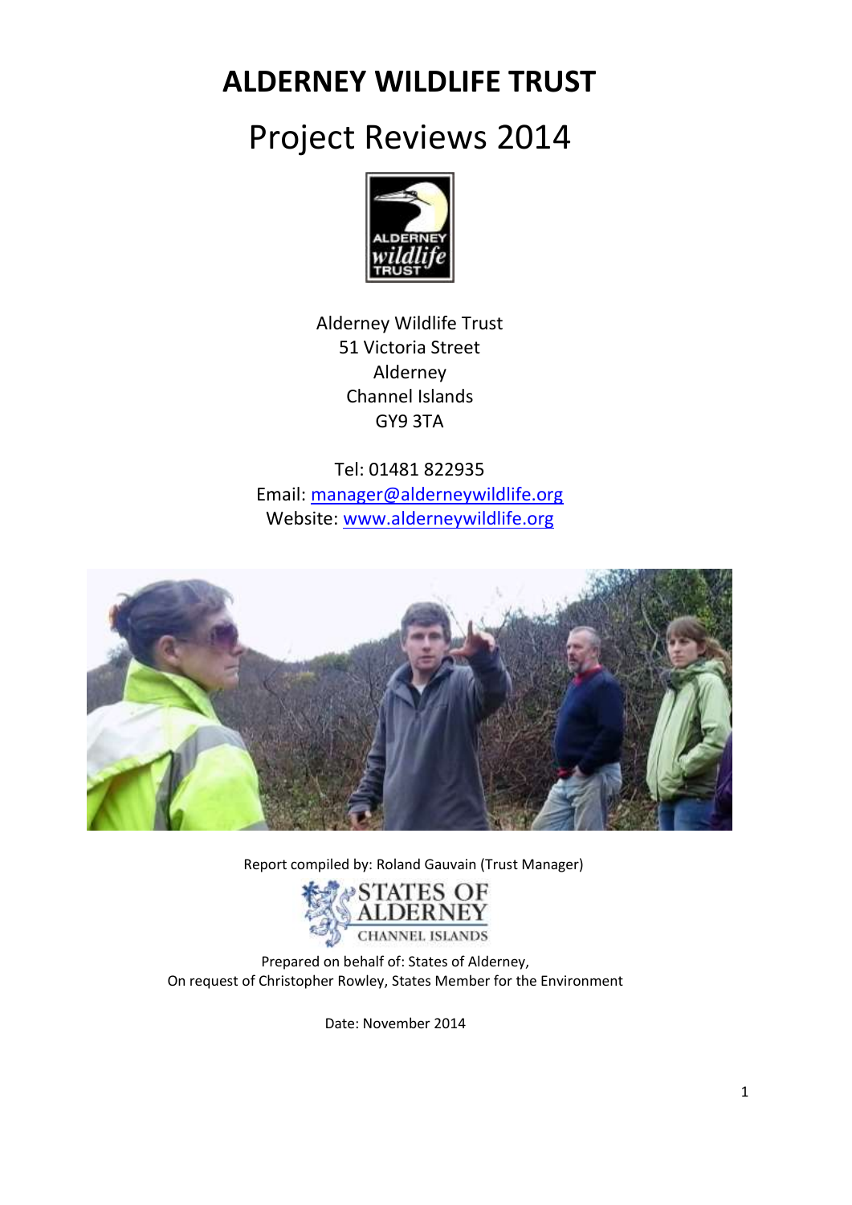# ALDERNEY WILDLIFE TRUST

# Project Reviews 2014

Alderney Wildlife Trust
51 Victoria Street
Alderney
Channel Islands
GY9 3TA

Tel: 01481 822935
Email: [manager@alderneywildlife.org](mailto:manager@alderneywildlife.org)
Website: [www.alderneywildlife.org](http://www.alderneywildlife.org)

Report compiled by: Roland Gauvain (Trust Manager)

Prepared on behalf of: States of Alderney,
On request of Christopher Rowley, States Member for the Environment

Date: November 2014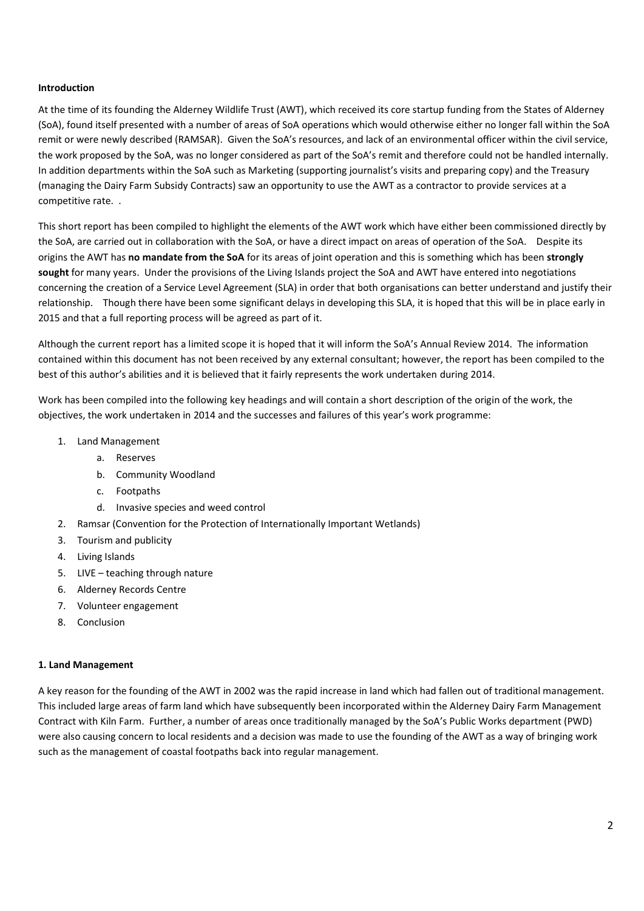**Introduction**

At the time of its founding the Alderney Wildlife Trust (AWT), which received its core startup funding from the States of Alderney (SoA), found itself presented with a number of areas of SoA operations which would otherwise either no longer fall within the SoA remit or were newly described (RAMSAR). Given the SoA's resources, and lack of an environmental officer within the civil service, the work proposed by the SoA, was no longer considered as part of the SoA's remit and therefore could not be handled internally. In addition departments within the SoA such as Marketing (supporting journalist's visits and preparing copy) and the Treasury (managing the Dairy Farm Subsidy Contracts) saw an opportunity to use the AWT as a contractor to provide services at a competitive rate. .

This short report has been compiled to highlight the elements of the AWT work which have either been commissioned directly by the SoA, are carried out in collaboration with the SoA, or have a direct impact on areas of operation of the SoA. Despite its origins the AWT has **no mandate from the SoA** for its areas of joint operation and this is something which has been **strongly sought** for many years. Under the provisions of the Living Islands project the SoA and AWT have entered into negotiations concerning the creation of a Service Level Agreement (SLA) in order that both organisations can better understand and justify their relationship. Though there have been some significant delays in developing this SLA, it is hoped that this will be in place early in 2015 and that a full reporting process will be agreed as part of it.

Although the current report has a limited scope it is hoped that it will inform the SoA's Annual Review 2014. The information contained within this document has not been received by any external consultant; however, the report has been compiled to the best of this author's abilities and it is believed that it fairly represents the work undertaken during 2014.

Work has been compiled into the following key headings and will contain a short description of the origin of the work, the objectives, the work undertaken in 2014 and the successes and failures of this year's work programme:

1. Land Management
    a. Reserves
    b. Community Woodland
    c. Footpaths
    d. Invasive species and weed control
2. Ramsar (Convention for the Protection of Internationally Important Wetlands)
3. Tourism and publicity
4. Living Islands
5. LIVE – teaching through nature
6. Alderney Records Centre
7. Volunteer engagement
8. Conclusion

**1. Land Management**

A key reason for the founding of the AWT in 2002 was the rapid increase in land which had fallen out of traditional management. This included large areas of farm land which have subsequently been incorporated within the Alderney Dairy Farm Management Contract with Kiln Farm. Further, a number of areas once traditionally managed by the SoA's Public Works department (PWD) were also causing concern to local residents and a decision was made to use the founding of the AWT as a way of bringing work such as the management of coastal footpaths back into regular management.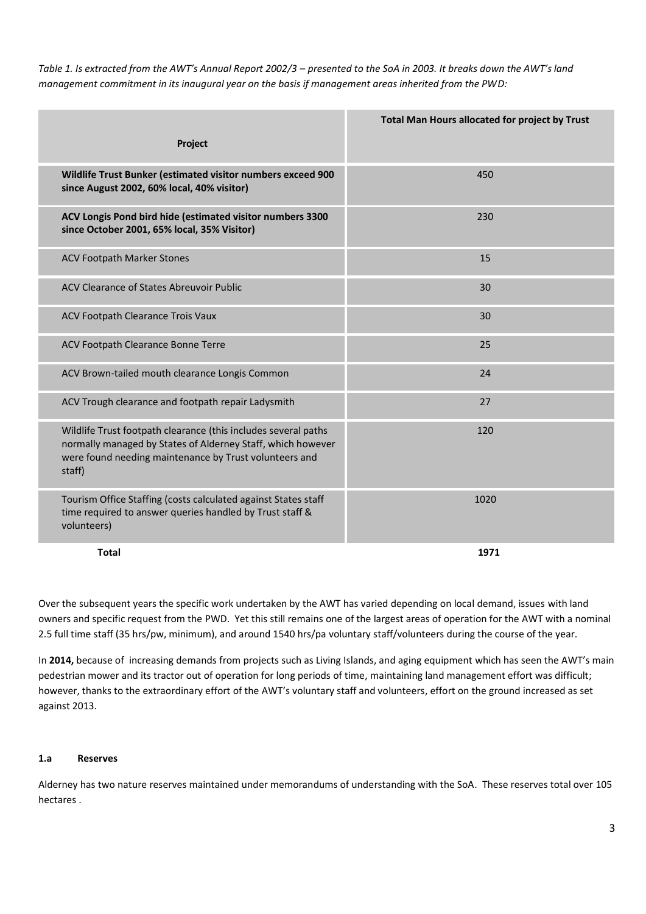*Table 1. Is extracted from the AWT's Annual Report 2002/3 – presented to the SoA in 2003. It breaks down the AWT's land management commitment in its inaugural year on the basis if management areas inherited from the PWD:*

| Project | Total Man Hours allocated for project by Trust |
|---|---|
| **Wildlife Trust Bunker (estimated visitor numbers exceed 900 since August 2002, 60% local, 40% visitor)** | 450 |
| **ACV Longis Pond bird hide (estimated visitor numbers 3300 since October 2001, 65% local, 35% Visitor)** | 230 |
| ACV Footpath Marker Stones | 15 |
| ACV Clearance of States Abreuvoir Public | 30 |
| ACV Footpath Clearance Trois Vaux | 30 |
| ACV Footpath Clearance Bonne Terre | 25 |
| ACV Brown-tailed mouth clearance Longis Common | 24 |
| ACV Trough clearance and footpath repair Ladysmith | 27 |
| Wildlife Trust footpath clearance (this includes several paths normally managed by States of Alderney Staff, which however were found needing maintenance by Trust volunteers and staff) | 120 |
| Tourism Office Staffing (costs calculated against States staff time required to answer queries handled by Trust staff & volunteers) | 1020 |
| **Total** | **1971** |

Over the subsequent years the specific work undertaken by the AWT has varied depending on local demand, issues with land owners and specific request from the PWD. Yet this still remains one of the largest areas of operation for the AWT with a nominal 2.5 full time staff (35 hrs/pw, minimum), and around 1540 hrs/pa voluntary staff/volunteers during the course of the year.

In **2014,** because of increasing demands from projects such as Living Islands, and aging equipment which has seen the AWT's main pedestrian mower and its tractor out of operation for long periods of time, maintaining land management effort was difficult; however, thanks to the extraordinary effort of the AWT's voluntary staff and volunteers, effort on the ground increased as set against 2013.

#### 1.a Reserves

Alderney has two nature reserves maintained under memorandums of understanding with the SoA. These reserves total over 105 hectares .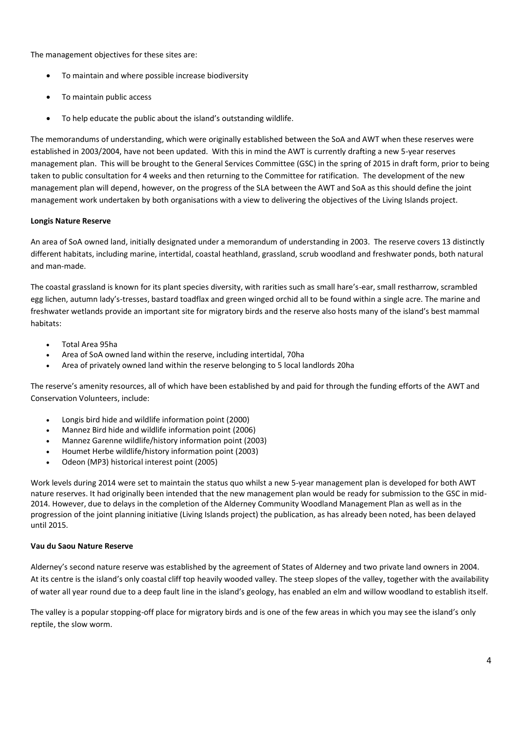The management objectives for these sites are:

- To maintain and where possible increase biodiversity
- To maintain public access
- To help educate the public about the island's outstanding wildlife.

The memorandums of understanding, which were originally established between the SoA and AWT when these reserves were established in 2003/2004, have not been updated. With this in mind the AWT is currently drafting a new 5-year reserves management plan. This will be brought to the General Services Committee (GSC) in the spring of 2015 in draft form, prior to being taken to public consultation for 4 weeks and then returning to the Committee for ratification. The development of the new management plan will depend, however, on the progress of the SLA between the AWT and SoA as this should define the joint management work undertaken by both organisations with a view to delivering the objectives of the Living Islands project.

**Longis Nature Reserve**

An area of SoA owned land, initially designated under a memorandum of understanding in 2003. The reserve covers 13 distinctly different habitats, including marine, intertidal, coastal heathland, grassland, scrub woodland and freshwater ponds, both natural and man-made.

The coastal grassland is known for its plant species diversity, with rarities such as small hare's-ear, small restharrow, scrambled egg lichen, autumn lady's-tresses, bastard toadflax and green winged orchid all to be found within a single acre. The marine and freshwater wetlands provide an important site for migratory birds and the reserve also hosts many of the island's best mammal habitats:

- Total Area 95ha
- Area of SoA owned land within the reserve, including intertidal, 70ha
- Area of privately owned land within the reserve belonging to 5 local landlords 20ha

The reserve's amenity resources, all of which have been established by and paid for through the funding efforts of the AWT and Conservation Volunteers, include:

- Longis bird hide and wildlife information point (2000)
- Mannez Bird hide and wildlife information point (2006)
- Mannez Garenne wildlife/history information point (2003)
- Houmet Herbe wildlife/history information point (2003)
- Odeon (MP3) historical interest point (2005)

Work levels during 2014 were set to maintain the status quo whilst a new 5-year management plan is developed for both AWT nature reserves. It had originally been intended that the new management plan would be ready for submission to the GSC in mid-2014. However, due to delays in the completion of the Alderney Community Woodland Management Plan as well as in the progression of the joint planning initiative (Living Islands project) the publication, as has already been noted, has been delayed until 2015.

**Vau du Saou Nature Reserve**

Alderney's second nature reserve was established by the agreement of States of Alderney and two private land owners in 2004. At its centre is the island's only coastal cliff top heavily wooded valley. The steep slopes of the valley, together with the availability of water all year round due to a deep fault line in the island's geology, has enabled an elm and willow woodland to establish itself.

The valley is a popular stopping-off place for migratory birds and is one of the few areas in which you may see the island's only reptile, the slow worm.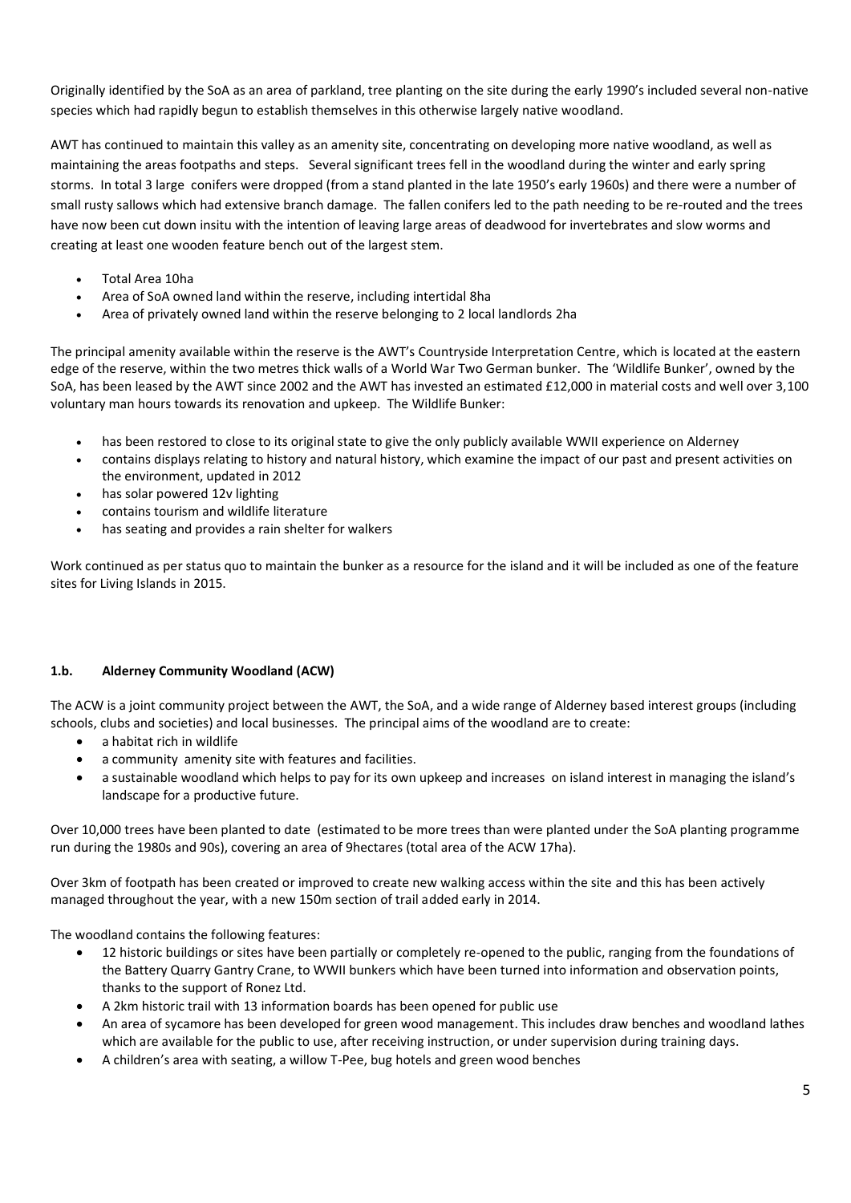Originally identified by the SoA as an area of parkland, tree planting on the site during the early 1990's included several non-native species which had rapidly begun to establish themselves in this otherwise largely native woodland.

AWT has continued to maintain this valley as an amenity site, concentrating on developing more native woodland, as well as maintaining the areas footpaths and steps. Several significant trees fell in the woodland during the winter and early spring storms. In total 3 large conifers were dropped (from a stand planted in the late 1950's early 1960s) and there were a number of small rusty sallows which had extensive branch damage. The fallen conifers led to the path needing to be re-routed and the trees have now been cut down insitu with the intention of leaving large areas of deadwood for invertebrates and slow worms and creating at least one wooden feature bench out of the largest stem.

- Total Area 10ha
- Area of SoA owned land within the reserve, including intertidal 8ha
- Area of privately owned land within the reserve belonging to 2 local landlords 2ha

The principal amenity available within the reserve is the AWT's Countryside Interpretation Centre, which is located at the eastern edge of the reserve, within the two metres thick walls of a World War Two German bunker. The 'Wildlife Bunker', owned by the SoA, has been leased by the AWT since 2002 and the AWT has invested an estimated £12,000 in material costs and well over 3,100 voluntary man hours towards its renovation and upkeep. The Wildlife Bunker:

- has been restored to close to its original state to give the only publicly available WWII experience on Alderney
- contains displays relating to history and natural history, which examine the impact of our past and present activities on the environment, updated in 2012
- has solar powered 12v lighting
- contains tourism and wildlife literature
- has seating and provides a rain shelter for walkers

Work continued as per status quo to maintain the bunker as a resource for the island and it will be included as one of the feature sites for Living Islands in 2015.

#### 1.b. Alderney Community Woodland (ACW)

The ACW is a joint community project between the AWT, the SoA, and a wide range of Alderney based interest groups (including schools, clubs and societies) and local businesses. The principal aims of the woodland are to create:

- a habitat rich in wildlife
- a community amenity site with features and facilities.
- a sustainable woodland which helps to pay for its own upkeep and increases on island interest in managing the island's landscape for a productive future.

Over 10,000 trees have been planted to date (estimated to be more trees than were planted under the SoA planting programme run during the 1980s and 90s), covering an area of 9hectares (total area of the ACW 17ha).

Over 3km of footpath has been created or improved to create new walking access within the site and this has been actively managed throughout the year, with a new 150m section of trail added early in 2014.

The woodland contains the following features:

- 12 historic buildings or sites have been partially or completely re-opened to the public, ranging from the foundations of the Battery Quarry Gantry Crane, to WWII bunkers which have been turned into information and observation points, thanks to the support of Ronez Ltd.
- A 2km historic trail with 13 information boards has been opened for public use
- An area of sycamore has been developed for green wood management. This includes draw benches and woodland lathes which are available for the public to use, after receiving instruction, or under supervision during training days.
- A children's area with seating, a willow T-Pee, bug hotels and green wood benches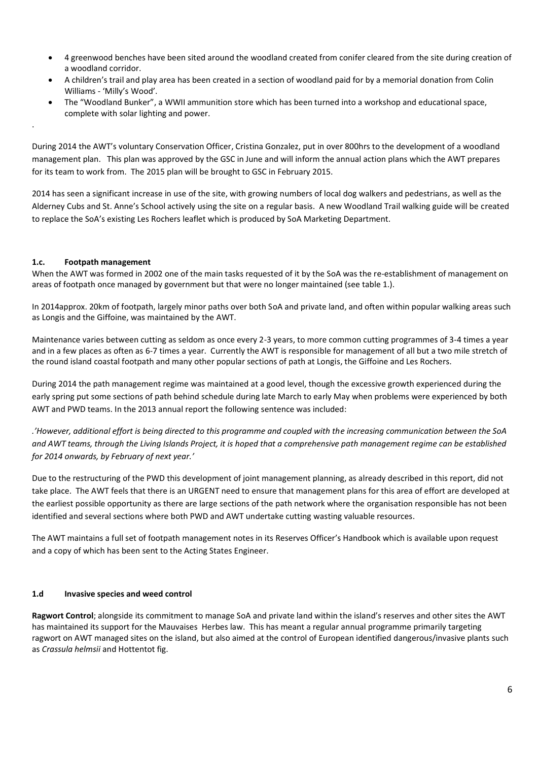- 4 greenwood benches have been sited around the woodland created from conifer cleared from the site during creation of a woodland corridor.
- A children's trail and play area has been created in a section of woodland paid for by a memorial donation from Colin Williams - 'Milly's Wood'.
- The "Woodland Bunker", a WWII ammunition store which has been turned into a workshop and educational space, complete with solar lighting and power.

.

During 2014 the AWT's voluntary Conservation Officer, Cristina Gonzalez, put in over 800hrs to the development of a woodland management plan. This plan was approved by the GSC in June and will inform the annual action plans which the AWT prepares for its team to work from. The 2015 plan will be brought to GSC in February 2015.

2014 has seen a significant increase in use of the site, with growing numbers of local dog walkers and pedestrians, as well as the Alderney Cubs and St. Anne's School actively using the site on a regular basis. A new Woodland Trail walking guide will be created to replace the SoA's existing Les Rochers leaflet which is produced by SoA Marketing Department.

### 1.c. Footpath management

When the AWT was formed in 2002 one of the main tasks requested of it by the SoA was the re-establishment of management on areas of footpath once managed by government but that were no longer maintained (see table 1.).

In 2014approx. 20km of footpath, largely minor paths over both SoA and private land, and often within popular walking areas such as Longis and the Giffoine, was maintained by the AWT.

Maintenance varies between cutting as seldom as once every 2-3 years, to more common cutting programmes of 3-4 times a year and in a few places as often as 6-7 times a year. Currently the AWT is responsible for management of all but a two mile stretch of the round island coastal footpath and many other popular sections of path at Longis, the Giffoine and Les Rochers.

During 2014 the path management regime was maintained at a good level, though the excessive growth experienced during the early spring put some sections of path behind schedule during late March to early May when problems were experienced by both AWT and PWD teams. In the 2013 annual report the following sentence was included:

*.'However, additional effort is being directed to this programme and coupled with the increasing communication between the SoA and AWT teams, through the Living Islands Project, it is hoped that a comprehensive path management regime can be established for 2014 onwards, by February of next year.'*

Due to the restructuring of the PWD this development of joint management planning, as already described in this report, did not take place. The AWT feels that there is an URGENT need to ensure that management plans for this area of effort are developed at the earliest possible opportunity as there are large sections of the path network where the organisation responsible has not been identified and several sections where both PWD and AWT undertake cutting wasting valuable resources.

The AWT maintains a full set of footpath management notes in its Reserves Officer's Handbook which is available upon request and a copy of which has been sent to the Acting States Engineer.

### 1.d Invasive species and weed control

**Ragwort Control**; alongside its commitment to manage SoA and private land within the island's reserves and other sites the AWT has maintained its support for the Mauvaises Herbes law. This has meant a regular annual programme primarily targeting ragwort on AWT managed sites on the island, but also aimed at the control of European identified dangerous/invasive plants such as *Crassula helmsii* and Hottentot fig.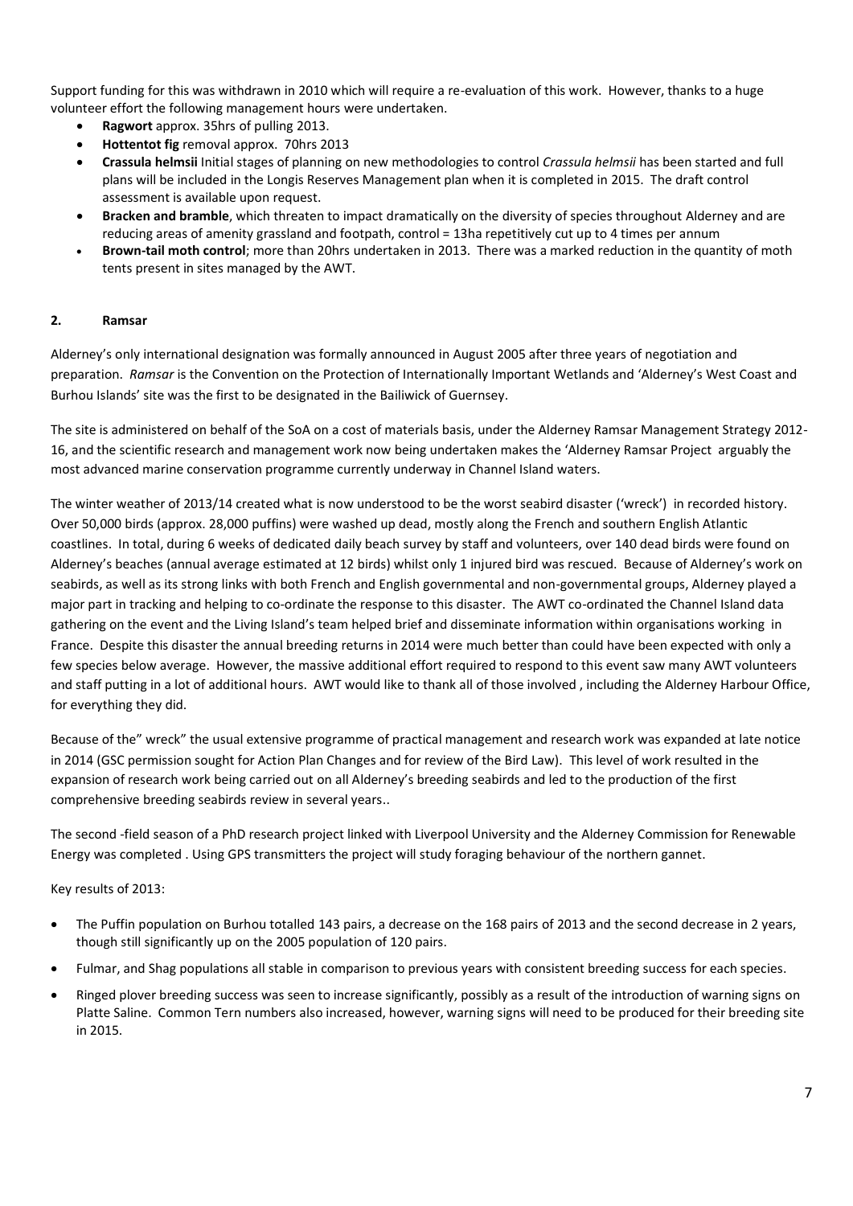Support funding for this was withdrawn in 2010 which will require a re-evaluation of this work. However, thanks to a huge volunteer effort the following management hours were undertaken.

- **Ragwort** approx. 35hrs of pulling 2013.
- **Hottentot fig** removal approx. 70hrs 2013
- **Crassula helmsii** Initial stages of planning on new methodologies to control *Crassula helmsii* has been started and full plans will be included in the Longis Reserves Management plan when it is completed in 2015. The draft control assessment is available upon request.
- **Bracken and bramble**, which threaten to impact dramatically on the diversity of species throughout Alderney and are reducing areas of amenity grassland and footpath, control = 13ha repetitively cut up to 4 times per annum
- **Brown-tail moth control**; more than 20hrs undertaken in 2013. There was a marked reduction in the quantity of moth tents present in sites managed by the AWT.

## 2. Ramsar

Alderney's only international designation was formally announced in August 2005 after three years of negotiation and preparation. *Ramsar* is the Convention on the Protection of Internationally Important Wetlands and 'Alderney's West Coast and Burhou Islands' site was the first to be designated in the Bailiwick of Guernsey.

The site is administered on behalf of the SoA on a cost of materials basis, under the Alderney Ramsar Management Strategy 2012-16, and the scientific research and management work now being undertaken makes the 'Alderney Ramsar Project arguably the most advanced marine conservation programme currently underway in Channel Island waters.

The winter weather of 2013/14 created what is now understood to be the worst seabird disaster ('wreck') in recorded history. Over 50,000 birds (approx. 28,000 puffins) were washed up dead, mostly along the French and southern English Atlantic coastlines. In total, during 6 weeks of dedicated daily beach survey by staff and volunteers, over 140 dead birds were found on Alderney's beaches (annual average estimated at 12 birds) whilst only 1 injured bird was rescued. Because of Alderney's work on seabirds, as well as its strong links with both French and English governmental and non-governmental groups, Alderney played a major part in tracking and helping to co-ordinate the response to this disaster. The AWT co-ordinated the Channel Island data gathering on the event and the Living Island's team helped brief and disseminate information within organisations working in France. Despite this disaster the annual breeding returns in 2014 were much better than could have been expected with only a few species below average. However, the massive additional effort required to respond to this event saw many AWT volunteers and staff putting in a lot of additional hours. AWT would like to thank all of those involved , including the Alderney Harbour Office, for everything they did.

Because of the" wreck" the usual extensive programme of practical management and research work was expanded at late notice in 2014 (GSC permission sought for Action Plan Changes and for review of the Bird Law). This level of work resulted in the expansion of research work being carried out on all Alderney's breeding seabirds and led to the production of the first comprehensive breeding seabirds review in several years..

The second -field season of a PhD research project linked with Liverpool University and the Alderney Commission for Renewable Energy was completed . Using GPS transmitters the project will study foraging behaviour of the northern gannet.

Key results of 2013:

- The Puffin population on Burhou totalled 143 pairs, a decrease on the 168 pairs of 2013 and the second decrease in 2 years, though still significantly up on the 2005 population of 120 pairs.
- Fulmar, and Shag populations all stable in comparison to previous years with consistent breeding success for each species.
- Ringed plover breeding success was seen to increase significantly, possibly as a result of the introduction of warning signs on Platte Saline. Common Tern numbers also increased, however, warning signs will need to be produced for their breeding site in 2015.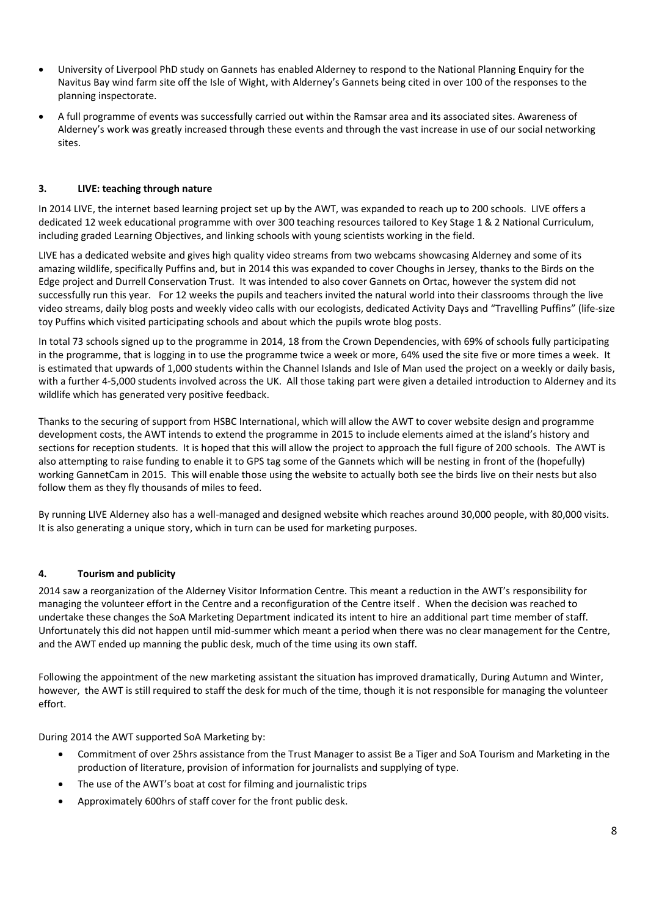- University of Liverpool PhD study on Gannets has enabled Alderney to respond to the National Planning Enquiry for the Navitus Bay wind farm site off the Isle of Wight, with Alderney's Gannets being cited in over 100 of the responses to the planning inspectorate.
- A full programme of events was successfully carried out within the Ramsar area and its associated sites. Awareness of Alderney's work was greatly increased through these events and through the vast increase in use of our social networking sites.

### 3. LIVE: teaching through nature

In 2014 LIVE, the internet based learning project set up by the AWT, was expanded to reach up to 200 schools. LIVE offers a dedicated 12 week educational programme with over 300 teaching resources tailored to Key Stage 1 & 2 National Curriculum, including graded Learning Objectives, and linking schools with young scientists working in the field.

LIVE has a dedicated website and gives high quality video streams from two webcams showcasing Alderney and some of its amazing wildlife, specifically Puffins and, but in 2014 this was expanded to cover Choughs in Jersey, thanks to the Birds on the Edge project and Durrell Conservation Trust. It was intended to also cover Gannets on Ortac, however the system did not successfully run this year. For 12 weeks the pupils and teachers invited the natural world into their classrooms through the live video streams, daily blog posts and weekly video calls with our ecologists, dedicated Activity Days and "Travelling Puffins" (life-size toy Puffins which visited participating schools and about which the pupils wrote blog posts.

In total 73 schools signed up to the programme in 2014, 18 from the Crown Dependencies, with 69% of schools fully participating in the programme, that is logging in to use the programme twice a week or more, 64% used the site five or more times a week. It is estimated that upwards of 1,000 students within the Channel Islands and Isle of Man used the project on a weekly or daily basis, with a further 4-5,000 students involved across the UK. All those taking part were given a detailed introduction to Alderney and its wildlife which has generated very positive feedback.

Thanks to the securing of support from HSBC International, which will allow the AWT to cover website design and programme development costs, the AWT intends to extend the programme in 2015 to include elements aimed at the island's history and sections for reception students. It is hoped that this will allow the project to approach the full figure of 200 schools. The AWT is also attempting to raise funding to enable it to GPS tag some of the Gannets which will be nesting in front of the (hopefully) working GannetCam in 2015. This will enable those using the website to actually both see the birds live on their nests but also follow them as they fly thousands of miles to feed.

By running LIVE Alderney also has a well-managed and designed website which reaches around 30,000 people, with 80,000 visits. It is also generating a unique story, which in turn can be used for marketing purposes.

### 4. Tourism and publicity

2014 saw a reorganization of the Alderney Visitor Information Centre. This meant a reduction in the AWT's responsibility for managing the volunteer effort in the Centre and a reconfiguration of the Centre itself . When the decision was reached to undertake these changes the SoA Marketing Department indicated its intent to hire an additional part time member of staff. Unfortunately this did not happen until mid-summer which meant a period when there was no clear management for the Centre, and the AWT ended up manning the public desk, much of the time using its own staff.

Following the appointment of the new marketing assistant the situation has improved dramatically, During Autumn and Winter, however, the AWT is still required to staff the desk for much of the time, though it is not responsible for managing the volunteer effort.

During 2014 the AWT supported SoA Marketing by:

- Commitment of over 25hrs assistance from the Trust Manager to assist Be a Tiger and SoA Tourism and Marketing in the production of literature, provision of information for journalists and supplying of type.
- The use of the AWT's boat at cost for filming and journalistic trips
- Approximately 600hrs of staff cover for the front public desk.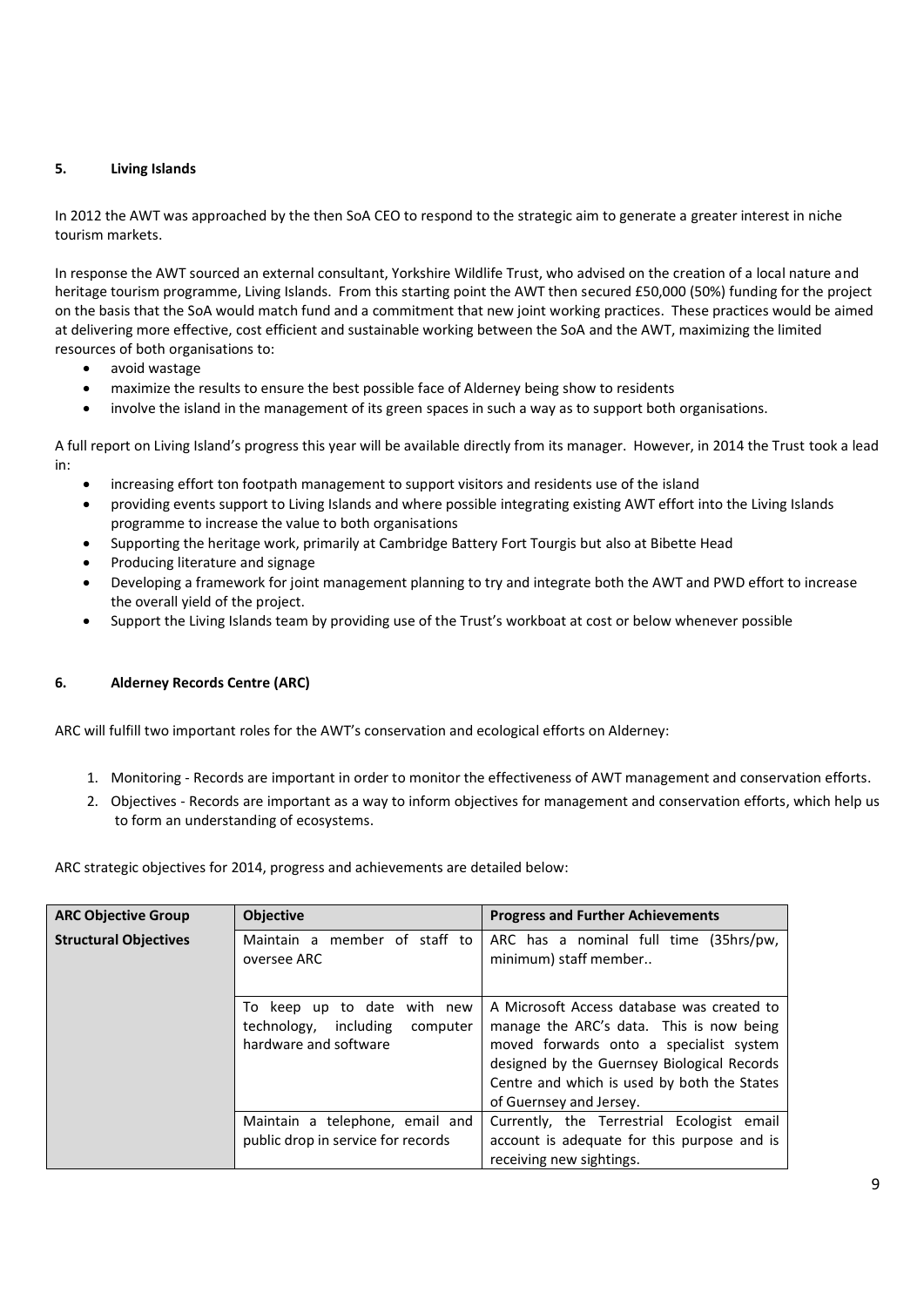## 5. Living Islands

In 2012 the AWT was approached by the then SoA CEO to respond to the strategic aim to generate a greater interest in niche tourism markets.

In response the AWT sourced an external consultant, Yorkshire Wildlife Trust, who advised on the creation of a local nature and heritage tourism programme, Living Islands. From this starting point the AWT then secured £50,000 (50%) funding for the project on the basis that the SoA would match fund and a commitment that new joint working practices. These practices would be aimed at delivering more effective, cost efficient and sustainable working between the SoA and the AWT, maximizing the limited resources of both organisations to:

- avoid wastage
- maximize the results to ensure the best possible face of Alderney being show to residents
- involve the island in the management of its green spaces in such a way as to support both organisations.

A full report on Living Island's progress this year will be available directly from its manager. However, in 2014 the Trust took a lead in:

- increasing effort ton footpath management to support visitors and residents use of the island
- providing events support to Living Islands and where possible integrating existing AWT effort into the Living Islands programme to increase the value to both organisations
- Supporting the heritage work, primarily at Cambridge Battery Fort Tourgis but also at Bibette Head
- Producing literature and signage
- Developing a framework for joint management planning to try and integrate both the AWT and PWD effort to increase the overall yield of the project.
- Support the Living Islands team by providing use of the Trust's workboat at cost or below whenever possible

## 6. Alderney Records Centre (ARC)

ARC will fulfill two important roles for the AWT's conservation and ecological efforts on Alderney:

1. Monitoring - Records are important in order to monitor the effectiveness of AWT management and conservation efforts.
2. Objectives - Records are important as a way to inform objectives for management and conservation efforts, which help us to form an understanding of ecosystems.

ARC strategic objectives for 2014, progress and achievements are detailed below:

| ARC Objective Group | Objective | Progress and Further Achievements |
|---|---|---|
| **Structural Objectives** | Maintain a member of staff to oversee ARC | ARC has a nominal full time (35hrs/pw, minimum) staff member.. |
| | To keep up to date with new technology, including computer hardware and software | A Microsoft Access database was created to manage the ARC's data. This is now being moved forwards onto a specialist system designed by the Guernsey Biological Records Centre and which is used by both the States of Guernsey and Jersey. |
| | Maintain a telephone, email and public drop in service for records | Currently, the Terrestrial Ecologist email account is adequate for this purpose and is receiving new sightings. |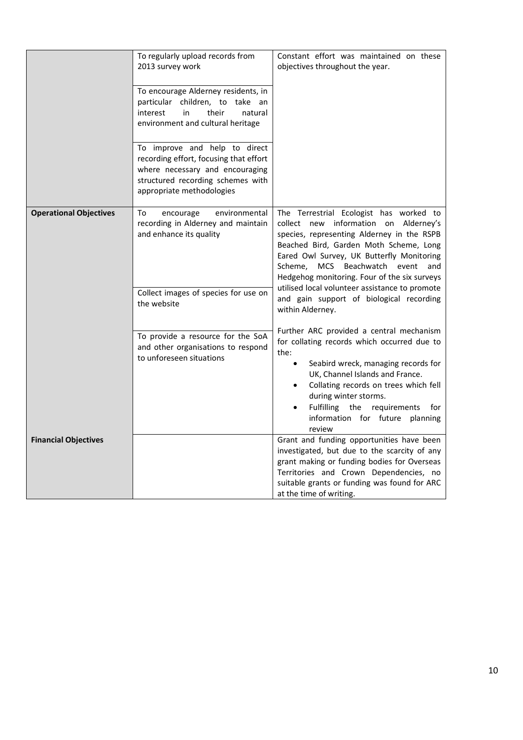| | | |
|---|---|---|
| | To regularly upload records from 2013 survey work | Constant effort was maintained on these objectives throughout the year. |
| | To encourage Alderney residents, in particular children, to take an interest in their natural environment and cultural heritage | |
| | To improve and help to direct recording effort, focusing that effort where necessary and encouraging structured recording schemes with appropriate methodologies | |
| **Operational Objectives** | To encourage environmental recording in Alderney and maintain and enhance its quality | The Terrestrial Ecologist has worked to collect new information on Alderney's species, representing Alderney in the RSPB Beached Bird, Garden Moth Scheme, Long Eared Owl Survey, UK Butterfly Monitoring Scheme, MCS Beachwatch event and Hedgehog monitoring. Four of the six surveys utilised local volunteer assistance to promote and gain support of biological recording within Alderney. |
| | Collect images of species for use on the website | |
| | To provide a resource for the SoA and other organisations to respond to unforeseen situations | Further ARC provided a central mechanism for collating records which occurred due to the: <br>• Seabird wreck, managing records for UK, Channel Islands and France. <br>• Collating records on trees which fell during winter storms. <br>• Fulfilling the requirements for information for future planning review |
| **Financial Objectives** | | Grant and funding opportunities have been investigated, but due to the scarcity of any grant making or funding bodies for Overseas Territories and Crown Dependencies, no suitable grants or funding was found for ARC at the time of writing. |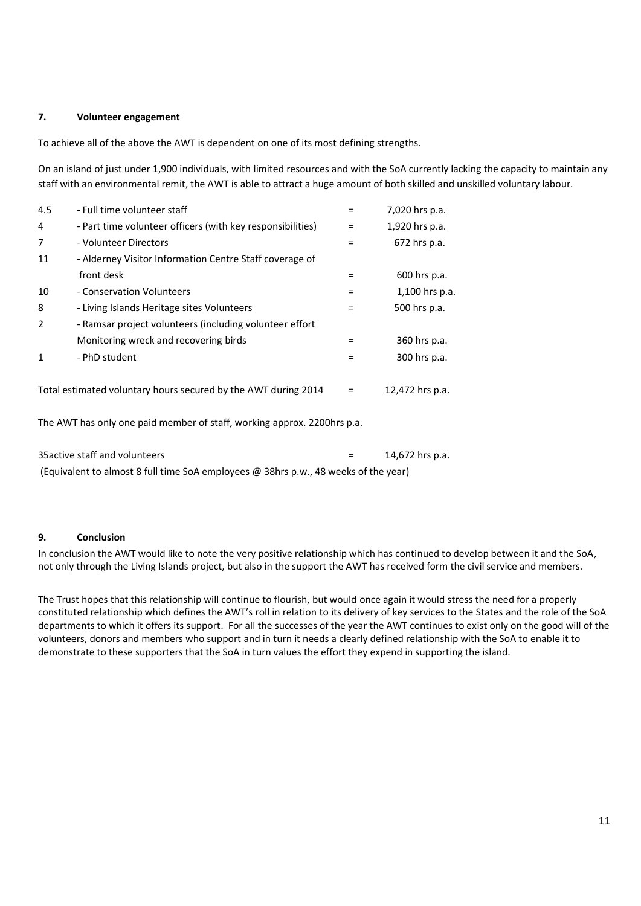## 7. Volunteer engagement

To achieve all of the above the AWT is dependent on one of its most defining strengths.

On an island of just under 1,900 individuals, with limited resources and with the SoA currently lacking the capacity to maintain any staff with an environmental remit, the AWT is able to attract a huge amount of both skilled and unskilled voluntary labour.

| | | | |
|---|---|---|---|
| 4.5 | - Full time volunteer staff | = | 7,020 hrs p.a. |
| 4 | - Part time volunteer officers (with key responsibilities) | = | 1,920 hrs p.a. |
| 7 | - Volunteer Directors | = | 672 hrs p.a. |
| 11 | - Alderney Visitor Information Centre Staff coverage of front desk | = | 600 hrs p.a. |
| 10 | - Conservation Volunteers | = | 1,100 hrs p.a. |
| 8 | - Living Islands Heritage sites Volunteers | = | 500 hrs p.a. |
| 2 | - Ramsar project volunteers (including volunteer effort Monitoring wreck and recovering birds | = | 360 hrs p.a. |
| 1 | - PhD student | = | 300 hrs p.a. |

Total estimated voluntary hours secured by the AWT during 2014 = 12,472 hrs p.a.

The AWT has only one paid member of staff, working approx. 2200hrs p.a.

35active staff and volunteers = 14,672 hrs p.a.

(Equivalent to almost 8 full time SoA employees @ 38hrs p.w., 48 weeks of the year)

## 9. Conclusion

In conclusion the AWT would like to note the very positive relationship which has continued to develop between it and the SoA, not only through the Living Islands project, but also in the support the AWT has received form the civil service and members.

The Trust hopes that this relationship will continue to flourish, but would once again it would stress the need for a properly constituted relationship which defines the AWT's roll in relation to its delivery of key services to the States and the role of the SoA departments to which it offers its support. For all the successes of the year the AWT continues to exist only on the good will of the volunteers, donors and members who support and in turn it needs a clearly defined relationship with the SoA to enable it to demonstrate to these supporters that the SoA in turn values the effort they expend in supporting the island.